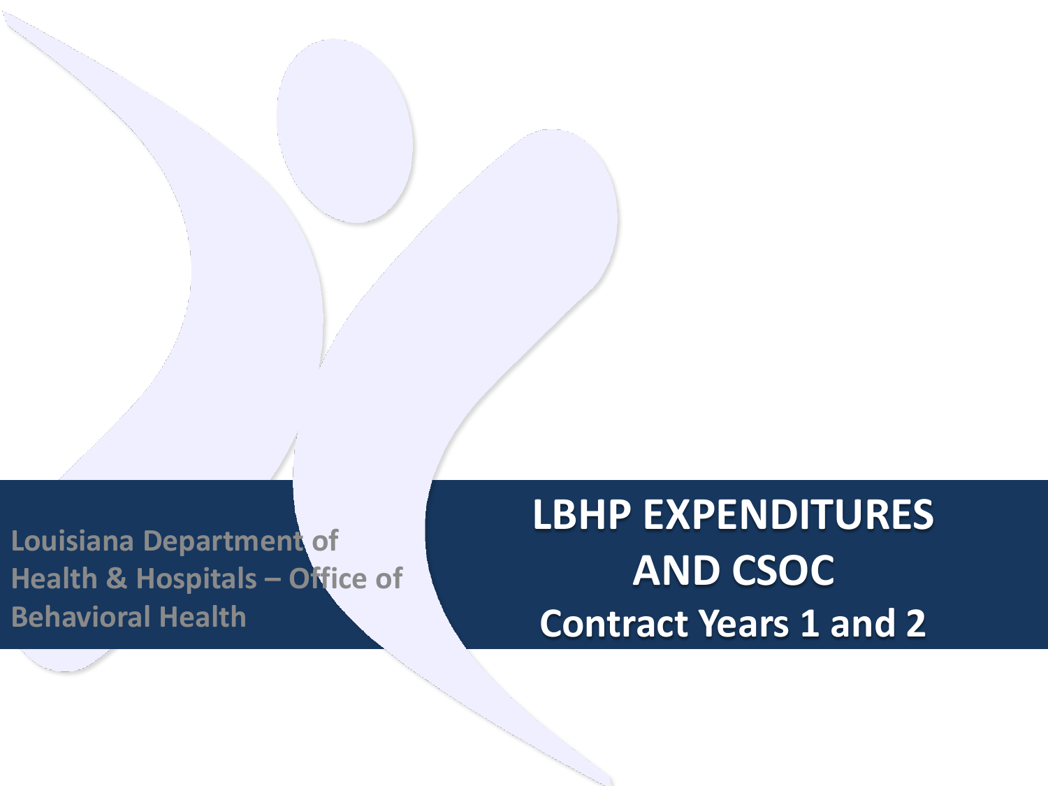Louisiana Department of Health & Hospitals – Office of Behavioral Health

# LBHP EXPENDITURES AND CSOC

## Contract Years 1 and 2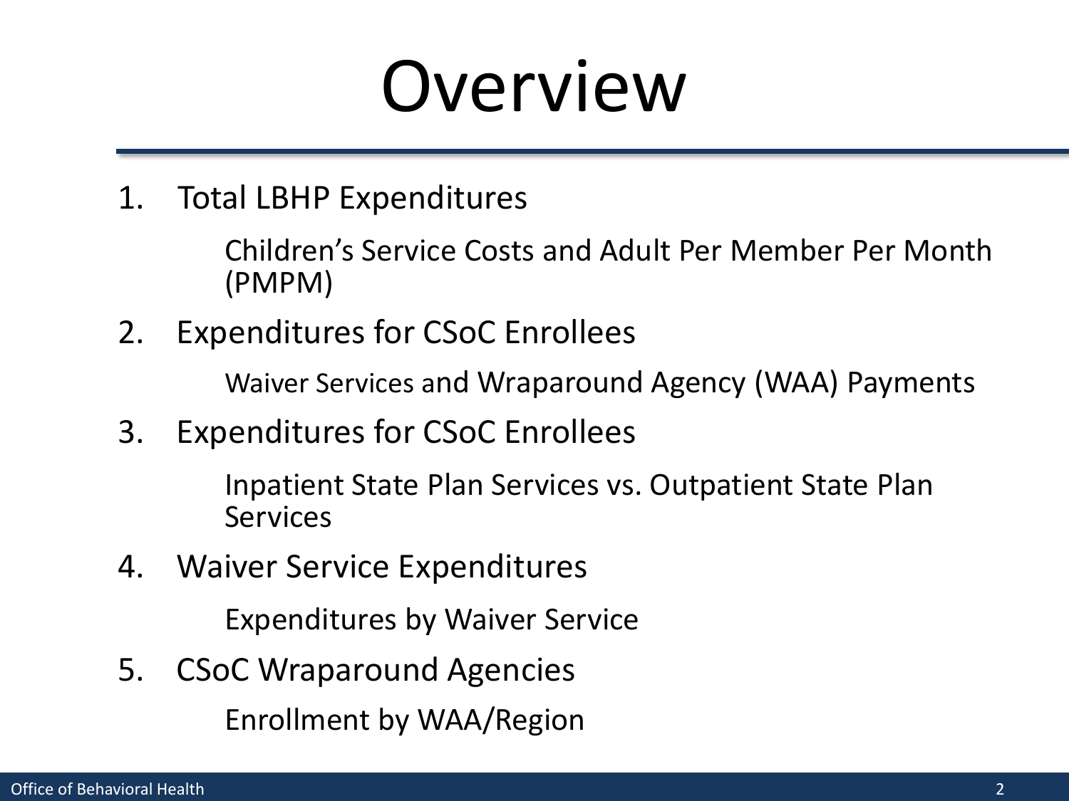# Overview

1. Total LBHP Expenditures

   Children's Service Costs and Adult Per Member Per Month (PMPM)

2. Expenditures for CSoC Enrollees

   Waiver Services and Wraparound Agency (WAA) Payments

3. Expenditures for CSoC Enrollees

   Inpatient State Plan Services vs. Outpatient State Plan Services

4. Waiver Service Expenditures

   Expenditures by Waiver Service

5. CSoC Wraparound Agencies

   Enrollment by WAA/Region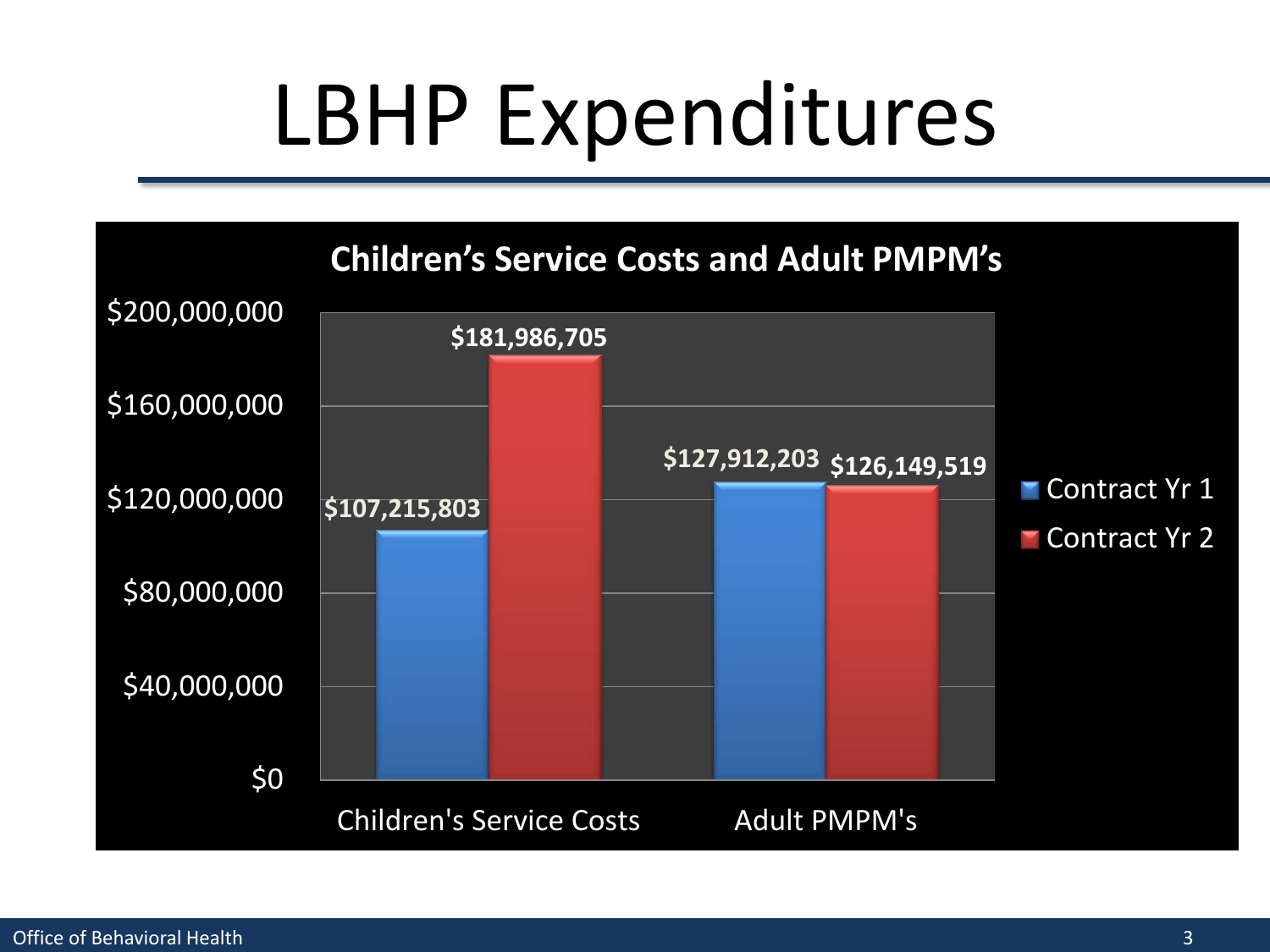# LBHP Expenditures

**Children's Service Costs and Adult PMPM's**

| | Contract Yr 1 | Contract Yr 2 |
|---|---|---|
| Children's Service Costs | $107,215,803 | $181,986,705 |
| Adult PMPM's | $127,912,203 | $126,149,519 |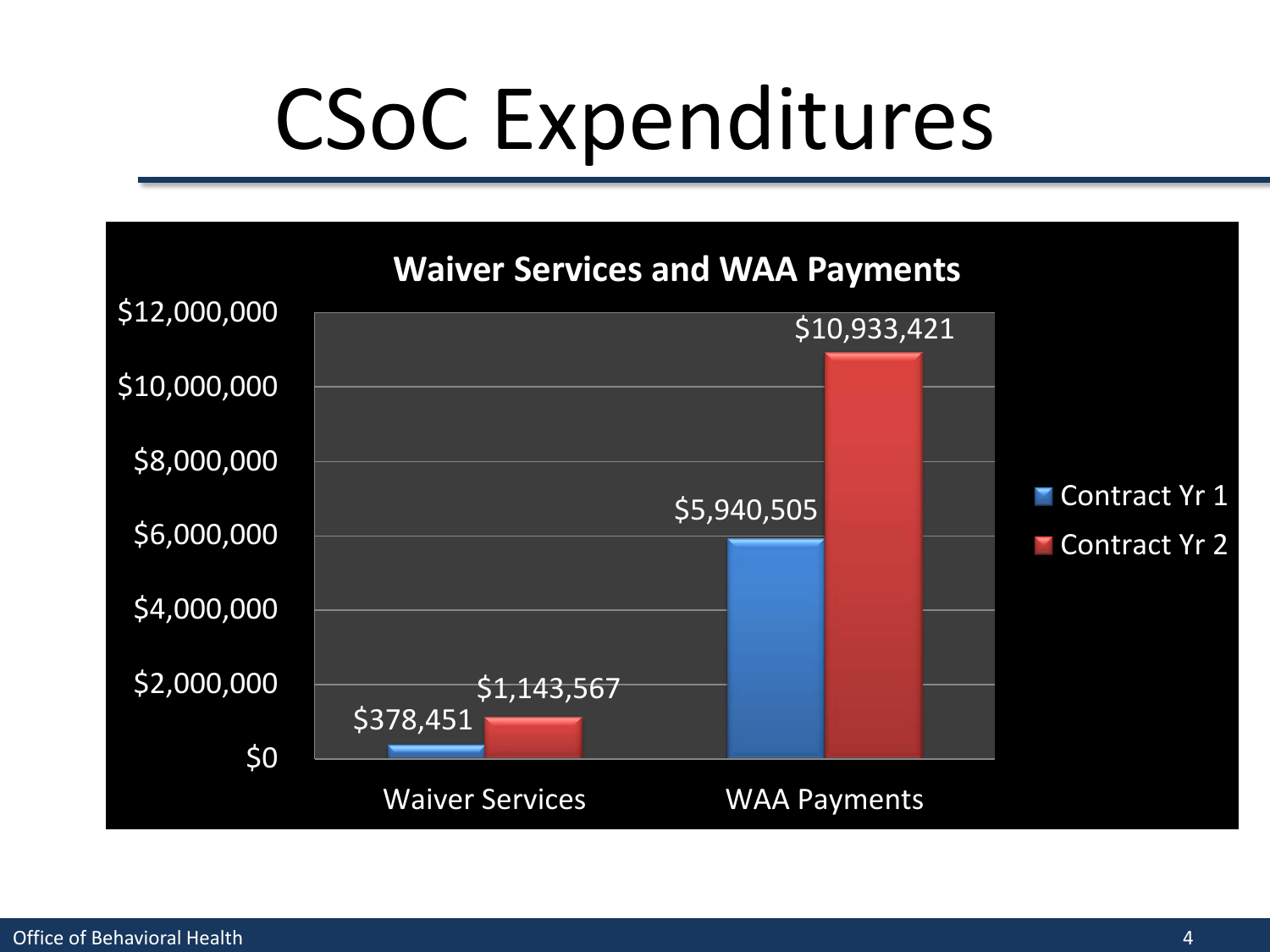# CSoC Expenditures

**Waiver Services and WAA Payments**

| | Contract Yr 1 | Contract Yr 2 |
|---|---|---|
| Waiver Services | $378,451 | $1,143,567 |
| WAA Payments | $5,940,505 | $10,933,421 |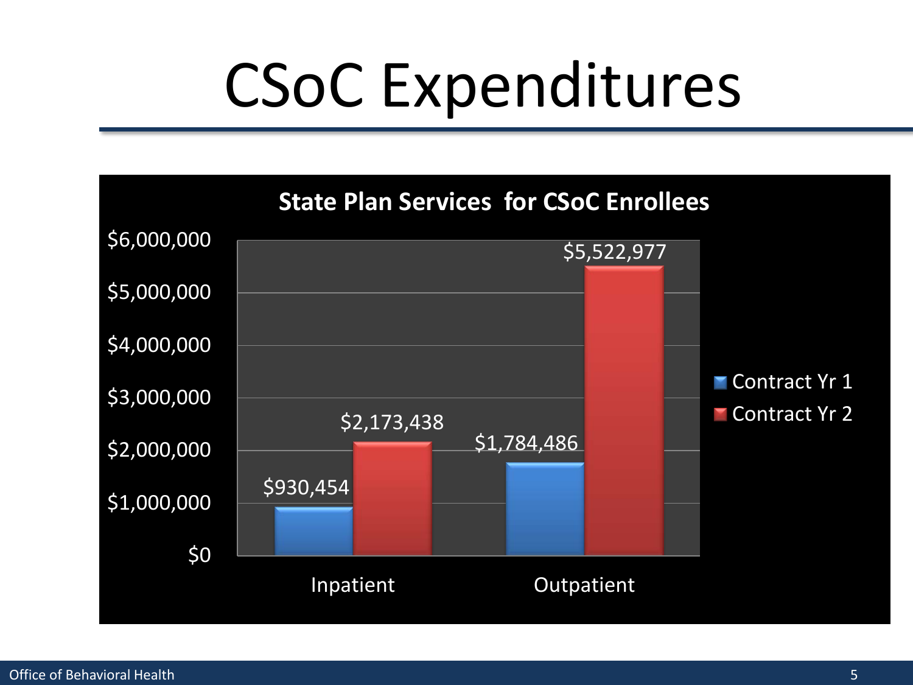# CSoC Expenditures

**State Plan Services for CSoC Enrollees**

| | Contract Yr 1 | Contract Yr 2 |
|---|---|---|
| Inpatient | $930,454 | $2,173,438 |
| Outpatient | $1,784,486 | $5,522,977 |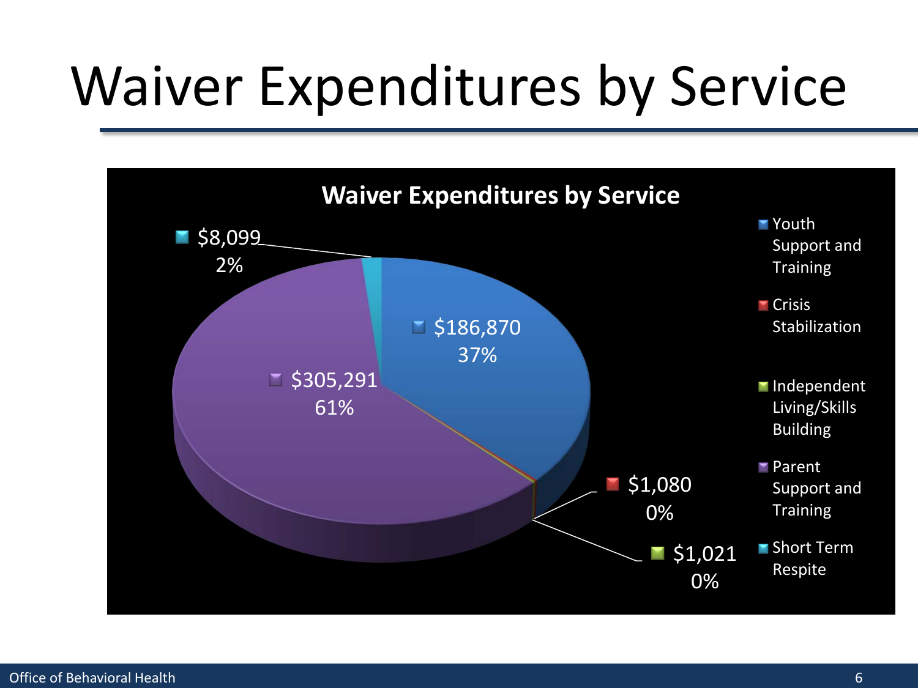# Waiver Expenditures by Service

**Waiver Expenditures by Service**

| Service | Expenditure | Percent |
|---|---|---|
| Youth Support and Training | $186,870 | 37% |
| Crisis Stabilization | $1,080 | 0% |
| Independent Living/Skills Building | $1,021 | 0% |
| Parent Support and Training | $305,291 | 61% |
| Short Term Respite | $8,099 | 2% |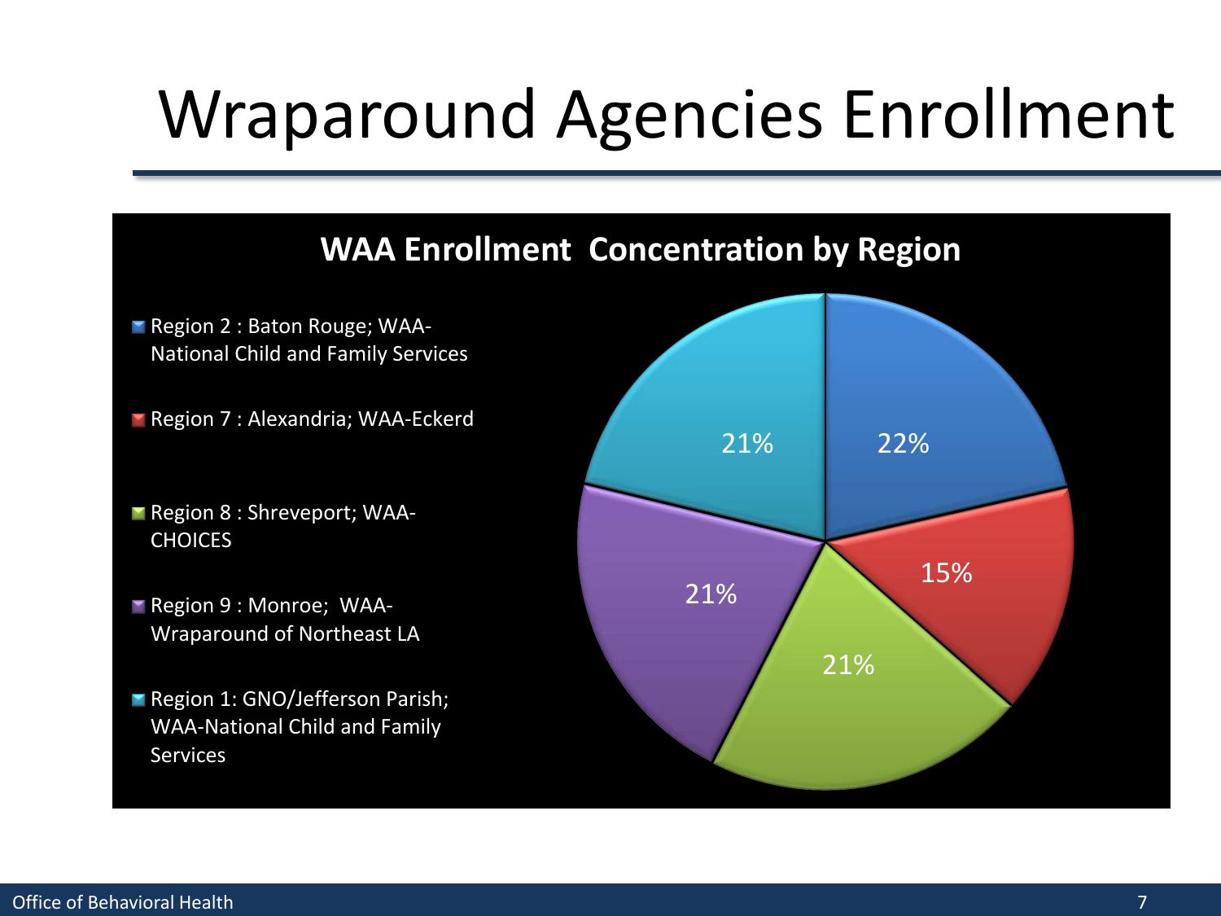# Wraparound Agencies Enrollment

**WAA Enrollment Concentration by Region**

Region 2 : Baton Rouge; WAA-National Child and Family Services

Region 7 : Alexandria; WAA-Eckerd

Region 8 : Shreveport; WAA-CHOICES

Region 9 : Monroe; WAA-Wraparound of Northeast LA

Region 1: GNO/Jefferson Parish; WAA-National Child and Family Services

22%

15%

21%

21%

21%